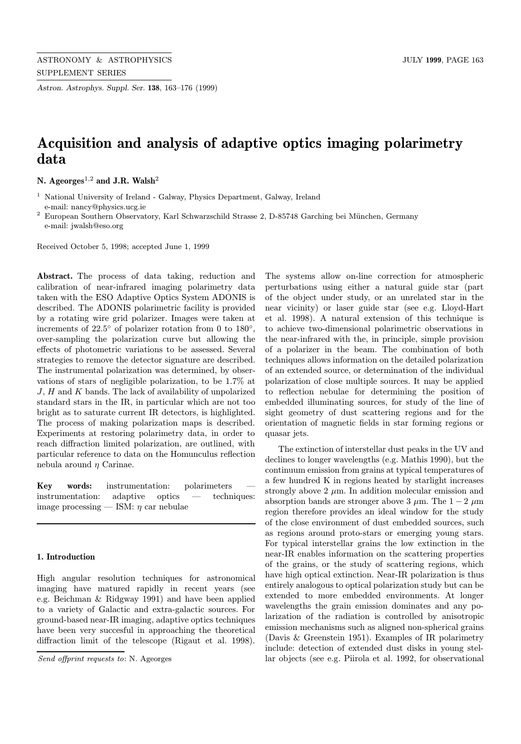# Acquisition and analysis of adaptive optics imaging polarimetry data

**N. Ageorges**[1,2] **and J.R. Walsh**[2]

[1] National University of Ireland - Galway, Physics Department, Galway, Ireland
e-mail: nancy@physics.ucg.ie

[2] European Southern Observatory, Karl Schwarzschild Strasse 2, D-85748 Garching bei München, Germany
e-mail: jwalsh@eso.org

Received October 5, 1998; accepted June 1, 1999

**Abstract.** The process of data taking, reduction and calibration of near-infrared imaging polarimetry data taken with the ESO Adaptive Optics System ADONIS is described. The ADONIS polarimetric facility is provided by a rotating wire grid polarizer. Images were taken at increments of 22.5° of polarizer rotation from 0 to 180°, over-sampling the polarization curve but allowing the effects of photometric variations to be assessed. Several strategies to remove the detector signature are described. The instrumental polarization was determined, by observations of stars of negligible polarization, to be 1.7% at $J$, $H$ and $K$ bands. The lack of availability of unpolarized standard stars in the IR, in particular which are not too bright as to saturate current IR detectors, is highlighted. The process of making polarization maps is described. Experiments at restoring polarimetry data, in order to reach diffraction limited polarization, are outlined, with particular reference to data on the Homunculus reflection nebula around $\eta$ Carinae.

**Key words:** instrumentation: polarimeters — instrumentation: adaptive optics — techniques: image processing — ISM: $\eta$ car nebulae

## 1. Introduction

High angular resolution techniques for astronomical imaging have matured rapidly in recent years (see e.g. Beichman & Ridgway 1991) and have been applied to a variety of Galactic and extra-galactic sources. For ground-based near-IR imaging, adaptive optics techniques have been very succesful in approaching the theoretical diffraction limit of the telescope (Rigaut et al. 1998). The systems allow on-line correction for atmospheric perturbations using either a natural guide star (part of the object under study, or an unrelated star in the near vicinity) or laser guide star (see e.g. Lloyd-Hart et al. 1998). A natural extension of this technique is to achieve two-dimensional polarimetric observations in the near-infrared with the, in principle, simple provision of a polarizer in the beam. The combination of both techniques allows information on the detailed polarization of an extended source, or determination of the individual polarization of close multiple sources. It may be applied to reflection nebulae for determining the position of embedded illuminating sources, for study of the line of sight geometry of dust scattering regions and for the orientation of magnetic fields in star forming regions or quasar jets.

The extinction of interstellar dust peaks in the UV and declines to longer wavelengths (e.g. Mathis 1990), but the continuum emission from grains at typical temperatures of a few hundred K in regions heated by starlight increases strongly above 2 $\mu$m. In addition molecular emission and absorption bands are stronger above 3 $\mu$m. The $1-2$ $\mu$m region therefore provides an ideal window for the study of the close environment of dust embedded sources, such as regions around proto-stars or emerging young stars. For typical interstellar grains the low extinction in the near-IR enables information on the scattering properties of the grains, or the study of scattering regions, which have high optical extinction. Near-IR polarization is thus entirely analogous to optical polarization study but can be extended to more embedded environments. At longer wavelengths the grain emission dominates and any polarization of the radiation is controlled by anisotropic emission mechanisms such as aligned non-spherical grains (Davis & Greenstein 1951). Examples of IR polarimetry include: detection of extended dust disks in young stellar objects (see e.g. Piirola et al. 1992, for observational

*Send offprint requests to*: N. Ageorges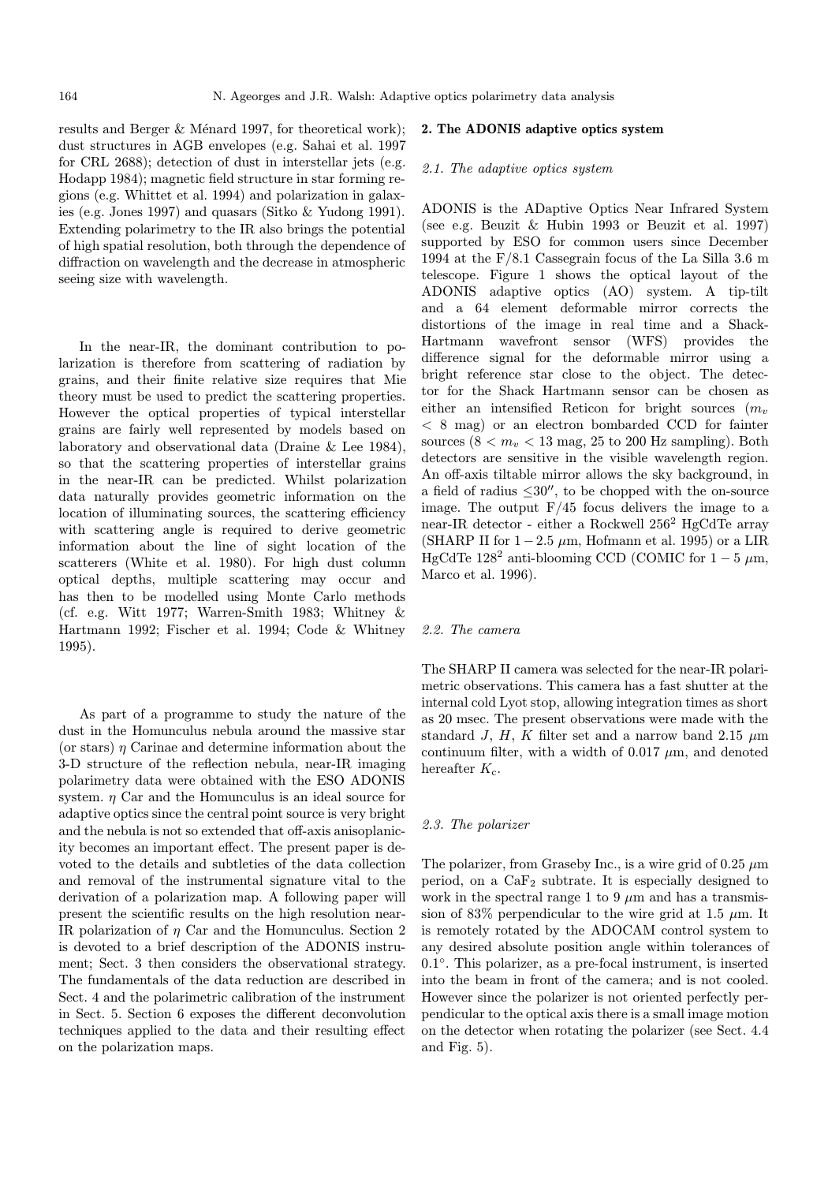results and Berger & Ménard 1997, for theoretical work); dust structures in AGB envelopes (e.g. Sahai et al. 1997 for CRL 2688); detection of dust in interstellar jets (e.g. Hodapp 1984); magnetic field structure in star forming regions (e.g. Whittet et al. 1994) and polarization in galaxies (e.g. Jones 1997) and quasars (Sitko & Yudong 1991). Extending polarimetry to the IR also brings the potential of high spatial resolution, both through the dependence of diffraction on wavelength and the decrease in atmospheric seeing size with wavelength.

In the near-IR, the dominant contribution to polarization is therefore from scattering of radiation by grains, and their finite relative size requires that Mie theory must be used to predict the scattering properties. However the optical properties of typical interstellar grains are fairly well represented by models based on laboratory and observational data (Draine & Lee 1984), so that the scattering properties of interstellar grains in the near-IR can be predicted. Whilst polarization data naturally provides geometric information on the location of illuminating sources, the scattering efficiency with scattering angle is required to derive geometric information about the line of sight location of the scatterers (White et al. 1980). For high dust column optical depths, multiple scattering may occur and has then to be modelled using Monte Carlo methods (cf. e.g. Witt 1977; Warren-Smith 1983; Whitney & Hartmann 1992; Fischer et al. 1994; Code & Whitney 1995).

As part of a programme to study the nature of the dust in the Homunculus nebula around the massive star (or stars) $\eta$ Carinae and determine information about the 3-D structure of the reflection nebula, near-IR imaging polarimetry data were obtained with the ESO ADONIS system. $\eta$ Car and the Homunculus is an ideal source for adaptive optics since the central point source is very bright and the nebula is not so extended that off-axis anisoplanicity becomes an important effect. The present paper is devoted to the details and subtleties of the data collection and removal of the instrumental signature vital to the derivation of a polarization map. A following paper will present the scientific results on the high resolution near-IR polarization of $\eta$ Car and the Homunculus. Section 2 is devoted to a brief description of the ADONIS instrument; Sect. 3 then considers the observational strategy. The fundamentals of the data reduction are described in Sect. 4 and the polarimetric calibration of the instrument in Sect. 5. Section 6 exposes the different deconvolution techniques applied to the data and their resulting effect on the polarization maps.

## 2. The ADONIS adaptive optics system

### 2.1. The adaptive optics system

ADONIS is the ADaptive Optics Near Infrared System (see e.g. Beuzit & Hubin 1993 or Beuzit et al. 1997) supported by ESO for common users since December 1994 at the F/8.1 Cassegrain focus of the La Silla 3.6 m telescope. Figure 1 shows the optical layout of the ADONIS adaptive optics (AO) system. A tip-tilt and a 64 element deformable mirror corrects the distortions of the image in real time and a Shack-Hartmann wavefront sensor (WFS) provides the difference signal for the deformable mirror using a bright reference star close to the object. The detector for the Shack Hartmann sensor can be chosen as either an intensified Reticon for bright sources ($m_v$ $< 8$ mag) or an electron bombarded CCD for fainter sources ($8 < m_v < 13$ mag, 25 to 200 Hz sampling). Both detectors are sensitive in the visible wavelength region. An off-axis tiltable mirror allows the sky background, in a field of radius $\leq 30''$, to be chopped with the on-source image. The output F/45 focus delivers the image to a near-IR detector - either a Rockwell $256^2$ HgCdTe array (SHARP II for $1-2.5$ $\mu$m, Hofmann et al. 1995) or a LIR HgCdTe $128^2$ anti-blooming CCD (COMIC for $1-5$ $\mu$m, Marco et al. 1996).

### 2.2. The camera

The SHARP II camera was selected for the near-IR polarimetric observations. This camera has a fast shutter at the internal cold Lyot stop, allowing integration times as short as 20 msec. The present observations were made with the standard $J$, $H$, $K$ filter set and a narrow band 2.15 $\mu$m continuum filter, with a width of 0.017 $\mu$m, and denoted hereafter $K_c$.

### 2.3. The polarizer

The polarizer, from Graseby Inc., is a wire grid of 0.25 $\mu$m period, on a $CaF_2$ subtrate. It is especially designed to work in the spectral range 1 to 9 $\mu$m and has a transmission of 83% perpendicular to the wire grid at 1.5 $\mu$m. It is remotely rotated by the ADOCAM control system to any desired absolute position angle within tolerances of $0.1^{\circ}$. This polarizer, as a pre-focal instrument, is inserted into the beam in front of the camera; and is not cooled. However since the polarizer is not oriented perfectly perpendicular to the optical axis there is a small image motion on the detector when rotating the polarizer (see Sect. 4.4 and Fig. 5).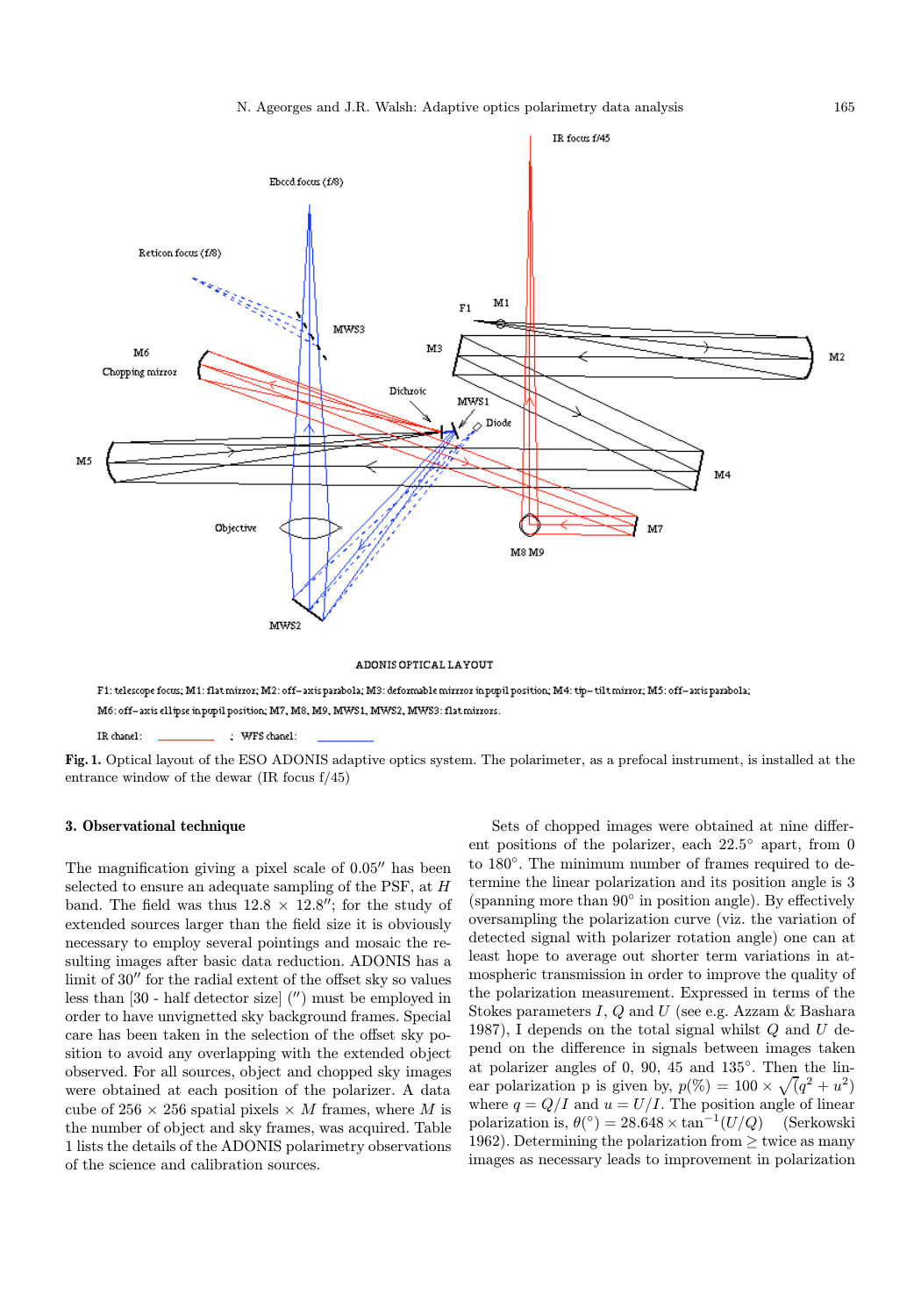ADONIS OPTICAL LAYOUT

F1: telescope focus; M1: flat mirror; M2: off-axis parabola; M3: deformable mirror in pupil position; M4: tip-tilt mirror; M5: off-axis parabola; M6: off-axis ellipse in pupil position; M7, M8, M9, MWS1, MWS2, MWS3: flat mirrors.

IR chanel: ; WFS chanel:

**Fig. 1.** Optical layout of the ESO ADONIS adaptive optics system. The polarimeter, as a prefocal instrument, is installed at the entrance window of the dewar (IR focus f/45)

### 3. Observational technique

The magnification giving a pixel scale of 0.05″ has been selected to ensure an adequate sampling of the PSF, at $H$ band. The field was thus 12.8 × 12.8″; for the study of extended sources larger than the field size it is obviously necessary to employ several pointings and mosaic the resulting images after basic data reduction. ADONIS has a limit of 30″ for the radial extent of the offset sky so values less than [30 - half detector size] (″) must be employed in order to have unvignetted sky background frames. Special care has been taken in the selection of the offset sky position to avoid any overlapping with the extended object observed. For all sources, object and chopped sky images were obtained at each position of the polarizer. A data cube of 256 × 256 spatial pixels × $M$ frames, where $M$ is the number of object and sky frames, was acquired. Table 1 lists the details of the ADONIS polarimetry observations of the science and calibration sources.

Sets of chopped images were obtained at nine different positions of the polarizer, each 22.5° apart, from 0 to 180°. The minimum number of frames required to determine the linear polarization and its position angle is 3 (spanning more than 90° in position angle). By effectively oversampling the polarization curve (viz. the variation of detected signal with polarizer rotation angle) one can at least hope to average out shorter term variations in atmospheric transmission in order to improve the quality of the polarization measurement. Expressed in terms of the Stokes parameters $I$, $Q$ and $U$ (see e.g. Azzam & Bashara 1987), I depends on the total signal whilst $Q$ and $U$ depend on the difference in signals between images taken at polarizer angles of 0, 90, 45 and 135°. Then the linear polarization p is given by, $p(\%) = 100 \times \sqrt{(q^2 + u^2)}$ where $q = Q/I$ and $u = U/I$. The position angle of linear polarization is, $\theta(°) = 28.648 \times \tan^{-1}(U/Q)$ (Serkowski 1962). Determining the polarization from ≥ twice as many images as necessary leads to improvement in polarization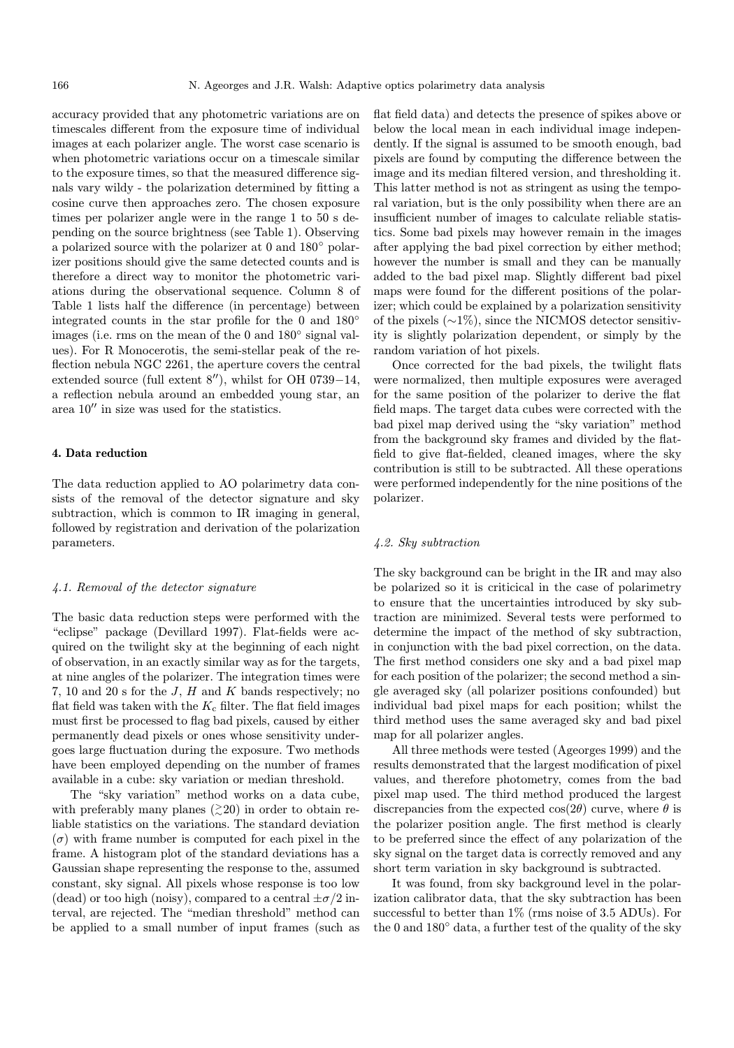accuracy provided that any photometric variations are on timescales different from the exposure time of individual images at each polarizer angle. The worst case scenario is when photometric variations occur on a timescale similar to the exposure times, so that the measured difference signals vary wildy - the polarization determined by fitting a cosine curve then approaches zero. The chosen exposure times per polarizer angle were in the range 1 to 50 s depending on the source brightness (see Table 1). Observing a polarized source with the polarizer at 0 and 180° polarizer positions should give the same detected counts and is therefore a direct way to monitor the photometric variations during the observational sequence. Column 8 of Table 1 lists half the difference (in percentage) between integrated counts in the star profile for the 0 and 180° images (i.e. rms on the mean of the 0 and 180° signal values). For R Monocerotis, the semi-stellar peak of the reflection nebula NGC 2261, the aperture covers the central extended source (full extent 8″), whilst for OH 0739−14, a reflection nebula around an embedded young star, an area 10″ in size was used for the statistics.

## 4. Data reduction

The data reduction applied to AO polarimetry data consists of the removal of the detector signature and sky subtraction, which is common to IR imaging in general, followed by registration and derivation of the polarization parameters.

### *4.1. Removal of the detector signature*

The basic data reduction steps were performed with the "eclipse" package (Devillard 1997). Flat-fields were acquired on the twilight sky at the beginning of each night of observation, in an exactly similar way as for the targets, at nine angles of the polarizer. The integration times were 7, 10 and 20 s for the $J$, $H$ and $K$ bands respectively; no flat field was taken with the $K_{\rm c}$ filter. The flat field images must first be processed to flag bad pixels, caused by either permanently dead pixels or ones whose sensitivity undergoes large fluctuation during the exposure. Two methods have been employed depending on the number of frames available in a cube: sky variation or median threshold.

The "sky variation" method works on a data cube, with preferably many planes ($\gtrsim$20) in order to obtain reliable statistics on the variations. The standard deviation ($\sigma$) with frame number is computed for each pixel in the frame. A histogram plot of the standard deviations has a Gaussian shape representing the response to the, assumed constant, sky signal. All pixels whose response is too low (dead) or too high (noisy), compared to a central $\pm\sigma/2$ interval, are rejected. The "median threshold" method can be applied to a small number of input frames (such as flat field data) and detects the presence of spikes above or below the local mean in each individual image independently. If the signal is assumed to be smooth enough, bad pixels are found by computing the difference between the image and its median filtered version, and thresholding it. This latter method is not as stringent as using the temporal variation, but is the only possibility when there are an insufficient number of images to calculate reliable statistics. Some bad pixels may however remain in the images after applying the bad pixel correction by either method; however the number is small and they can be manually added to the bad pixel map. Slightly different bad pixel maps were found for the different positions of the polarizer; which could be explained by a polarization sensitivity of the pixels (∼1%), since the NICMOS detector sensitivity is slightly polarization dependent, or simply by the random variation of hot pixels.

Once corrected for the bad pixels, the twilight flats were normalized, then multiple exposures were averaged for the same position of the polarizer to derive the flat field maps. The target data cubes were corrected with the bad pixel map derived using the "sky variation" method from the background sky frames and divided by the flat-field to give flat-fielded, cleaned images, where the sky contribution is still to be subtracted. All these operations were performed independently for the nine positions of the polarizer.

### *4.2. Sky subtraction*

The sky background can be bright in the IR and may also be polarized so it is criticical in the case of polarimetry to ensure that the uncertainties introduced by sky subtraction are minimized. Several tests were performed to determine the impact of the method of sky subtraction, in conjunction with the bad pixel correction, on the data. The first method considers one sky and a bad pixel map for each position of the polarizer; the second method a single averaged sky (all polarizer positions confounded) but individual bad pixel maps for each position; whilst the third method uses the same averaged sky and bad pixel map for all polarizer angles.

All three methods were tested (Ageorges 1999) and the results demonstrated that the largest modification of pixel values, and therefore photometry, comes from the bad pixel map used. The third method produced the largest discrepancies from the expected $\cos(2\theta)$ curve, where $\theta$ is the polarizer position angle. The first method is clearly to be preferred since the effect of any polarization of the sky signal on the target data is correctly removed and any short term variation in sky background is subtracted.

It was found, from sky background level in the polarization calibrator data, that the sky subtraction has been successful to better than 1% (rms noise of 3.5 ADUs). For the 0 and 180° data, a further test of the quality of the sky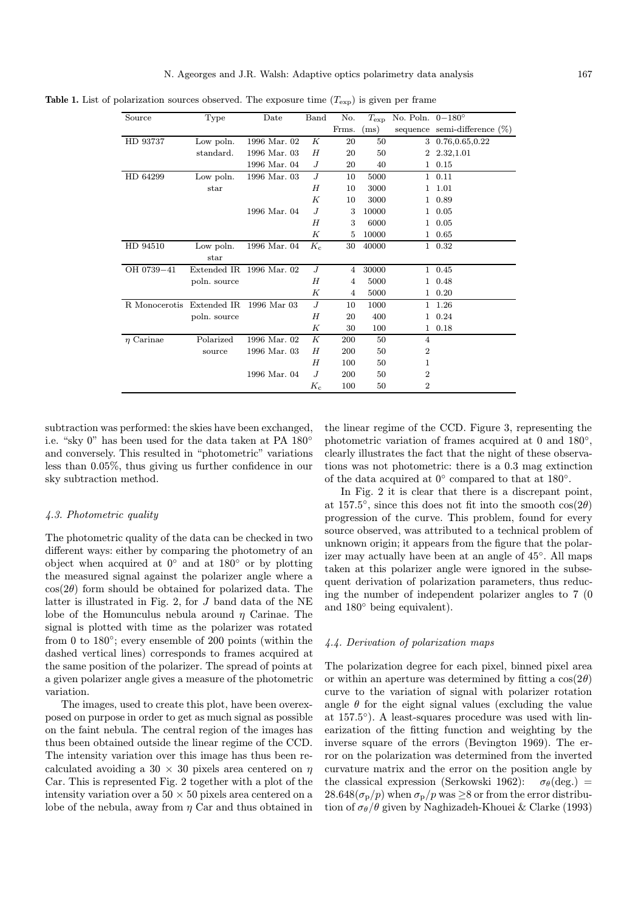**Table 1.** List of polarization sources observed. The exposure time ($T_{\rm exp}$) is given per frame

| Source | Type | Date | Band | No. Frms. | $T_{\rm exp}$ (ms) | No. Poln. sequence | 0−180° semi-difference (%) |
|---|---|---|---|---|---|---|---|
| HD 93737 | Low poln. standard. | 1996 Mar. 02 | $K$ | 20 | 50 | 3 | 0.76,0.65,0.22 |
| | | 1996 Mar. 03 | $H$ | 20 | 50 | 2 | 2.32,1.01 |
| | | 1996 Mar. 04 | $J$ | 20 | 40 | 1 | 0.15 |
| HD 64299 | Low poln. star | 1996 Mar. 03 | $J$ | 10 | 5000 | 1 | 0.11 |
| | | | $H$ | 10 | 3000 | 1 | 1.01 |
| | | | $K$ | 10 | 3000 | 1 | 0.89 |
| | | 1996 Mar. 04 | $J$ | 3 | 10000 | 1 | 0.05 |
| | | | $H$ | 3 | 6000 | 1 | 0.05 |
| | | | $K$ | 5 | 10000 | 1 | 0.65 |
| HD 94510 | Low poln. star | 1996 Mar. 04 | $K_{\rm c}$ | 30 | 40000 | 1 | 0.32 |
| OH 0739−41 | Extended IR poln. source | 1996 Mar. 02 | $J$ | 4 | 30000 | 1 | 0.45 |
| | | | $H$ | 4 | 5000 | 1 | 0.48 |
| | | | $K$ | 4 | 5000 | 1 | 0.20 |
| R Monocerotis | Extended IR poln. source | 1996 Mar 03 | $J$ | 10 | 1000 | 1 | 1.26 |
| | | | $H$ | 20 | 400 | 1 | 0.24 |
| | | | $K$ | 30 | 100 | 1 | 0.18 |
| $\eta$ Carinae | Polarized source | 1996 Mar. 02 | $K$ | 200 | 50 | 4 | |
| | | 1996 Mar. 03 | $H$ | 200 | 50 | 2 | |
| | | | $H$ | 100 | 50 | 1 | |
| | | 1996 Mar. 04 | $J$ | 200 | 50 | 2 | |
| | | | $K_{\rm c}$ | 100 | 50 | 2 | |

subtraction was performed: the skies have been exchanged, i.e. "sky 0" has been used for the data taken at PA 180° and conversely. This resulted in "photometric" variations less than 0.05%, thus giving us further confidence in our sky subtraction method.

### 4.3. Photometric quality

The photometric quality of the data can be checked in two different ways: either by comparing the photometry of an object when acquired at 0° and at 180° or by plotting the measured signal against the polarizer angle where a $\cos(2\theta)$ form should be obtained for polarized data. The latter is illustrated in Fig. 2, for $J$ band data of the NE lobe of the Homunculus nebula around $\eta$ Carinae. The signal is plotted with time as the polarizer was rotated from 0 to 180°; every ensemble of 200 points (within the dashed vertical lines) corresponds to frames acquired at the same position of the polarizer. The spread of points at a given polarizer angle gives a measure of the photometric variation.

The images, used to create this plot, have been overexposed on purpose in order to get as much signal as possible on the faint nebula. The central region of the images has thus been obtained outside the linear regime of the CCD. The intensity variation over this image has thus been recalculated avoiding a 30 × 30 pixels area centered on $\eta$ Car. This is represented Fig. 2 together with a plot of the intensity variation over a 50 × 50 pixels area centered on a lobe of the nebula, away from $\eta$ Car and thus obtained in the linear regime of the CCD. Figure 3, representing the photometric variation of frames acquired at 0 and 180°, clearly illustrates the fact that the night of these observations was not photometric: there is a 0.3 mag extinction of the data acquired at 0° compared to that at 180°.

In Fig. 2 it is clear that there is a discrepant point, at 157.5°, since this does not fit into the smooth $\cos(2\theta)$ progression of the curve. This problem, found for every source observed, was attributed to a technical problem of unknown origin; it appears from the figure that the polarizer may actually have been at an angle of 45°. All maps taken at this polarizer angle were ignored in the subsequent derivation of polarization parameters, thus reducing the number of independent polarizer angles to 7 (0 and 180° being equivalent).

### 4.4. Derivation of polarization maps

The polarization degree for each pixel, binned pixel area or within an aperture was determined by fitting a $\cos(2\theta)$ curve to the variation of signal with polarizer rotation angle $\theta$ for the eight signal values (excluding the value at 157.5°). A least-squares procedure was used with linearization of the fitting function and weighting by the inverse square of the errors (Bevington 1969). The error on the polarization was determined from the inverted curvature matrix and the error on the position angle by the classical expression (Serkowski 1962): $\sigma_\theta(\mathrm{deg.}) = 28.648(\sigma_{\rm p}/p)$ when $\sigma_{\rm p}/p$ was ≥8 or from the error distribution of $\sigma_\theta/\theta$ given by Naghizadeh-Khouei & Clarke (1993)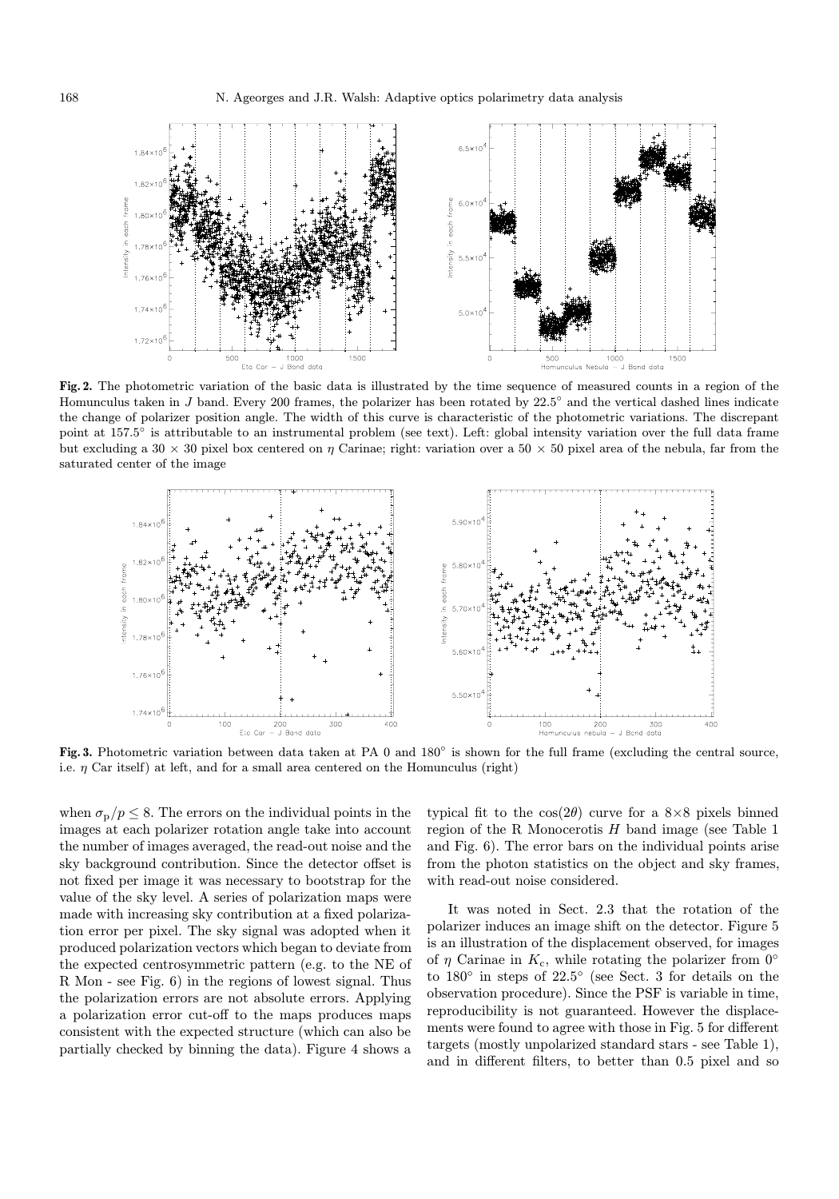**Fig. 2.** The photometric variation of the basic data is illustrated by the time sequence of measured counts in a region of the Homunculus taken in $J$ band. Every 200 frames, the polarizer has been rotated by $22.5°$ and the vertical dashed lines indicate the change of polarizer position angle. The width of this curve is characteristic of the photometric variations. The discrepant point at $157.5°$ is attributable to an instrumental problem (see text). Left: global intensity variation over the full data frame but excluding a $30 \times 30$ pixel box centered on $\eta$ Carinae; right: variation over a $50 \times 50$ pixel area of the nebula, far from the saturated center of the image

**Fig. 3.** Photometric variation between data taken at PA 0 and $180°$ is shown for the full frame (excluding the central source, i.e. $\eta$ Car itself) at left, and for a small area centered on the Homunculus (right)

when $\sigma_p/p \leq 8$. The errors on the individual points in the images at each polarizer rotation angle take into account the number of images averaged, the read-out noise and the sky background contribution. Since the detector offset is not fixed per image it was necessary to bootstrap for the value of the sky level. A series of polarization maps were made with increasing sky contribution at a fixed polarization error per pixel. The sky signal was adopted when it produced polarization vectors which began to deviate from the expected centrosymmetric pattern (e.g. to the NE of R Mon - see Fig. 6) in the regions of lowest signal. Thus the polarization errors are not absolute errors. Applying a polarization error cut-off to the maps produces maps consistent with the expected structure (which can also be partially checked by binning the data). Figure 4 shows a typical fit to the $\cos(2\theta)$ curve for a $8{\times}8$ pixels binned region of the R Monocerotis $H$ band image (see Table 1 and Fig. 6). The error bars on the individual points arise from the photon statistics on the object and sky frames, with read-out noise considered.

It was noted in Sect. 2.3 that the rotation of the polarizer induces an image shift on the detector. Figure 5 is an illustration of the displacement observed, for images of $\eta$ Carinae in $K_c$, while rotating the polarizer from $0°$ to $180°$ in steps of $22.5°$ (see Sect. 3 for details on the observation procedure). Since the PSF is variable in time, reproducibility is not guaranteed. However the displacements were found to agree with those in Fig. 5 for different targets (mostly unpolarized standard stars - see Table 1), and in different filters, to better than 0.5 pixel and so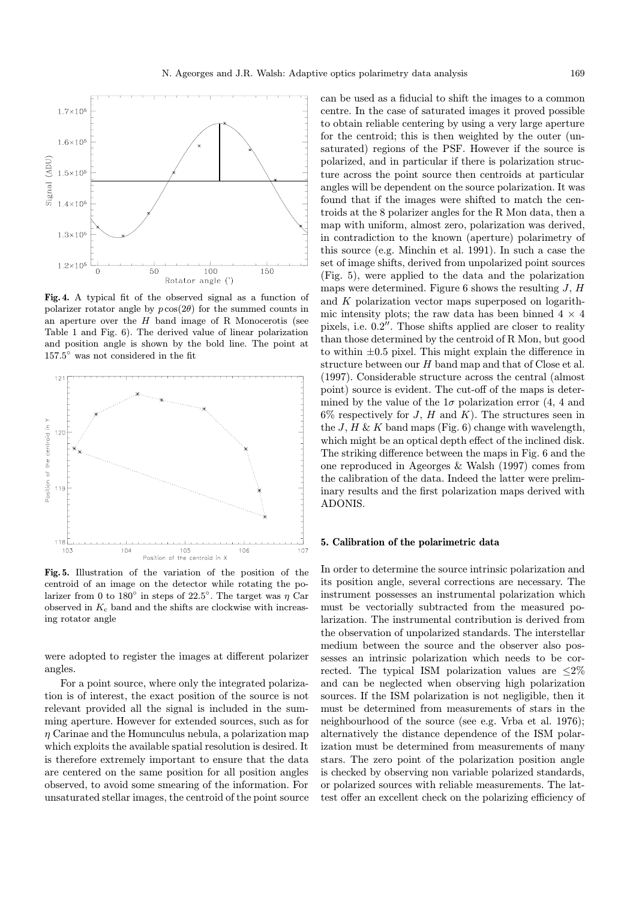Fig. 4. A typical fit of the observed signal as a function of polarizer rotator angle by $p\cos(2\theta)$ for the summed counts in an aperture over the $H$ band image of R Monocerotis (see Table 1 and Fig. 6). The derived value of linear polarization and position angle is shown by the bold line. The point at 157.5° was not considered in the fit

Fig. 5. Illustration of the variation of the position of the centroid of an image on the detector while rotating the polarizer from 0 to 180° in steps of 22.5°. The target was $\eta$ Car observed in $K_c$ band and the shifts are clockwise with increasing rotator angle

were adopted to register the images at different polarizer angles.

For a point source, where only the integrated polarization is of interest, the exact position of the source is not relevant provided all the signal is included in the summing aperture. However for extended sources, such as for $\eta$ Carinae and the Homunculus nebula, a polarization map which exploits the available spatial resolution is desired. It is therefore extremely important to ensure that the data are centered on the same position for all position angles observed, to avoid some smearing of the information. For unsaturated stellar images, the centroid of the point source can be used as a fiducial to shift the images to a common centre. In the case of saturated images it proved possible to obtain reliable centering by using a very large aperture for the centroid; this is then weighted by the outer (unsaturated) regions of the PSF. However if the source is polarized, and in particular if there is polarization structure across the point source then centroids at particular angles will be dependent on the source polarization. It was found that if the images were shifted to match the centroids at the 8 polarizer angles for the R Mon data, then a map with uniform, almost zero, polarization was derived, in contradiction to the known (aperture) polarimetry of this source (e.g. Minchin et al. 1991). In such a case the set of image shifts, derived from unpolarized point sources (Fig. 5), were applied to the data and the polarization maps were determined. Figure 6 shows the resulting $J$, $H$ and $K$ polarization vector maps superposed on logarithmic intensity plots; the raw data has been binned 4 × 4 pixels, i.e. 0.2″. Those shifts applied are closer to reality than those determined by the centroid of R Mon, but good to within ±0.5 pixel. This might explain the difference in structure between our $H$ band map and that of Close et al. (1997). Considerable structure across the central (almost point) source is evident. The cut-off of the maps is determined by the value of the 1$\sigma$ polarization error (4, 4 and 6% respectively for $J$, $H$ and $K$). The structures seen in the $J$, $H$ & $K$ band maps (Fig. 6) change with wavelength, which might be an optical depth effect of the inclined disk. The striking difference between the maps in Fig. 6 and the one reproduced in Ageorges & Walsh (1997) comes from the calibration of the data. Indeed the latter were preliminary results and the first polarization maps derived with ADONIS.

## 5. Calibration of the polarimetric data

In order to determine the source intrinsic polarization and its position angle, several corrections are necessary. The instrument possesses an instrumental polarization which must be vectorially subtracted from the measured polarization. The instrumental contribution is derived from the observation of unpolarized standards. The interstellar medium between the source and the observer also possesses an intrinsic polarization which needs to be corrected. The typical ISM polarization values are ≤2% and can be neglected when observing high polarization sources. If the ISM polarization is not negligible, then it must be determined from measurements of stars in the neighbourhood of the source (see e.g. Vrba et al. 1976); alternatively the distance dependence of the ISM polarization must be determined from measurements of many stars. The zero point of the polarization position angle is checked by observing non variable polarized standards, or polarized sources with reliable measurements. The latest offer an excellent check on the polarizing efficiency of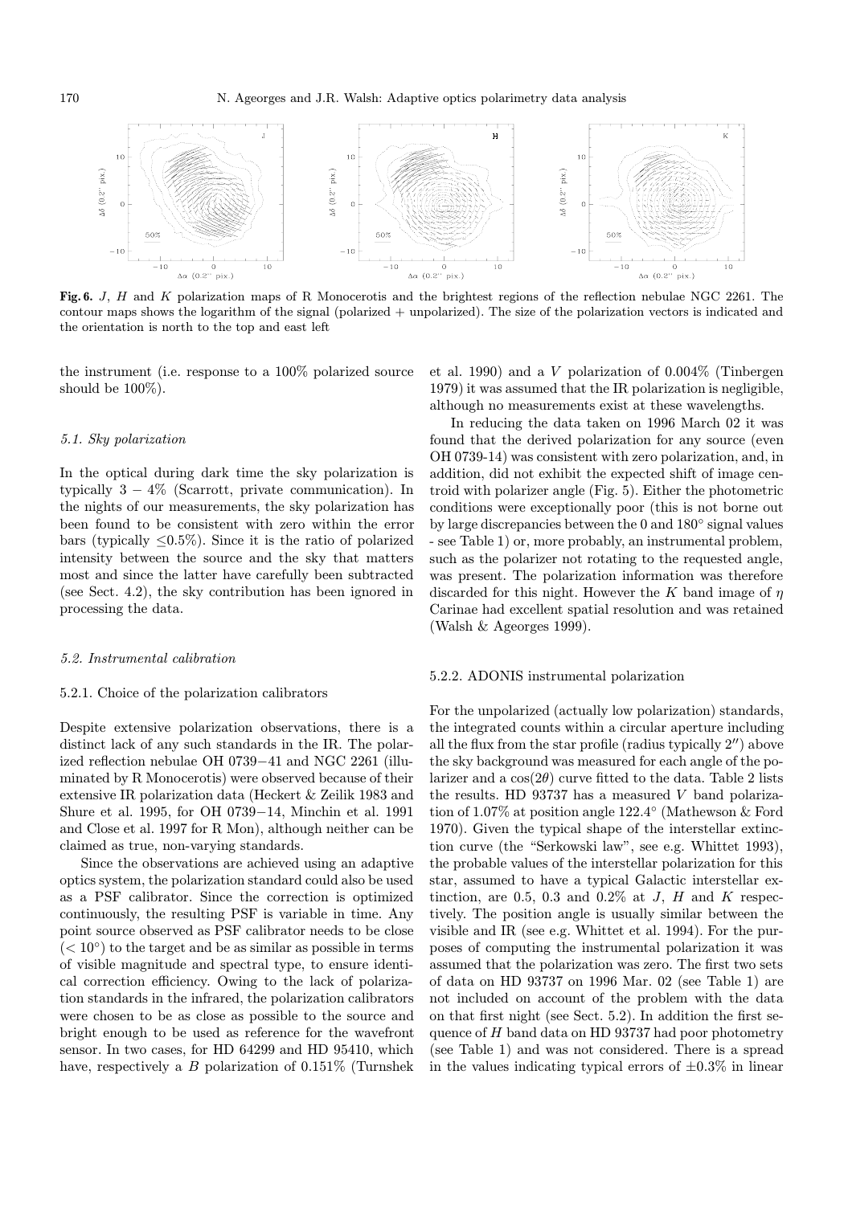**Fig. 6.** $J$, $H$ and $K$ polarization maps of R Monocerotis and the brightest regions of the reflection nebulae NGC 2261. The contour maps shows the logarithm of the signal (polarized + unpolarized). The size of the polarization vectors is indicated and the orientation is north to the top and east left

the instrument (i.e. response to a 100% polarized source should be 100%).

### 5.1. Sky polarization

In the optical during dark time the sky polarization is typically 3 − 4% (Scarrott, private communication). In the nights of our measurements, the sky polarization has been found to be consistent with zero within the error bars (typically $\leq$0.5%). Since it is the ratio of polarized intensity between the source and the sky that matters most and since the latter have carefully been subtracted (see Sect. 4.2), the sky contribution has been ignored in processing the data.

### 5.2. Instrumental calibration

#### 5.2.1. Choice of the polarization calibrators

Despite extensive polarization observations, there is a distinct lack of any such standards in the IR. The polarized reflection nebulae OH 0739−41 and NGC 2261 (illuminated by R Monocerotis) were observed because of their extensive IR polarization data (Heckert & Zeilik 1983 and Shure et al. 1995, for OH 0739−14, Minchin et al. 1991 and Close et al. 1997 for R Mon), although neither can be claimed as true, non-varying standards.

Since the observations are achieved using an adaptive optics system, the polarization standard could also be used as a PSF calibrator. Since the correction is optimized continuously, the resulting PSF is variable in time. Any point source observed as PSF calibrator needs to be close ($< 10^{\circ}$) to the target and be as similar as possible in terms of visible magnitude and spectral type, to ensure identical correction efficiency. Owing to the lack of polarization standards in the infrared, the polarization calibrators were chosen to be as close as possible to the source and bright enough to be used as reference for the wavefront sensor. In two cases, for HD 64299 and HD 95410, which have, respectively a $B$ polarization of 0.151% (Turnshek et al. 1990) and a $V$ polarization of 0.004% (Tinbergen 1979) it was assumed that the IR polarization is negligible, although no measurements exist at these wavelengths.

In reducing the data taken on 1996 March 02 it was found that the derived polarization for any source (even OH 0739-14) was consistent with zero polarization, and, in addition, did not exhibit the expected shift of image centroid with polarizer angle (Fig. 5). Either the photometric conditions were exceptionally poor (this is not borne out by large discrepancies between the 0 and 180° signal values - see Table 1) or, more probably, an instrumental problem, such as the polarizer not rotating to the requested angle, was present. The polarization information was therefore discarded for this night. However the $K$ band image of $\eta$ Carinae had excellent spatial resolution and was retained (Walsh & Ageorges 1999).

#### 5.2.2. ADONIS instrumental polarization

For the unpolarized (actually low polarization) standards, the integrated counts within a circular aperture including all the flux from the star profile (radius typically 2″) above the sky background was measured for each angle of the polarizer and a $\cos(2\theta)$ curve fitted to the data. Table 2 lists the results. HD 93737 has a measured $V$ band polarization of 1.07% at position angle 122.4° (Mathewson & Ford 1970). Given the typical shape of the interstellar extinction curve (the "Serkowski law", see e.g. Whittet 1993), the probable values of the interstellar polarization for this star, assumed to have a typical Galactic interstellar extinction, are 0.5, 0.3 and 0.2% at $J$, $H$ and $K$ respectively. The position angle is usually similar between the visible and IR (see e.g. Whittet et al. 1994). For the purposes of computing the instrumental polarization it was assumed that the polarization was zero. The first two sets of data on HD 93737 on 1996 Mar. 02 (see Table 1) are not included on account of the problem with the data on that first night (see Sect. 5.2). In addition the first sequence of $H$ band data on HD 93737 had poor photometry (see Table 1) and was not considered. There is a spread in the values indicating typical errors of ±0.3% in linear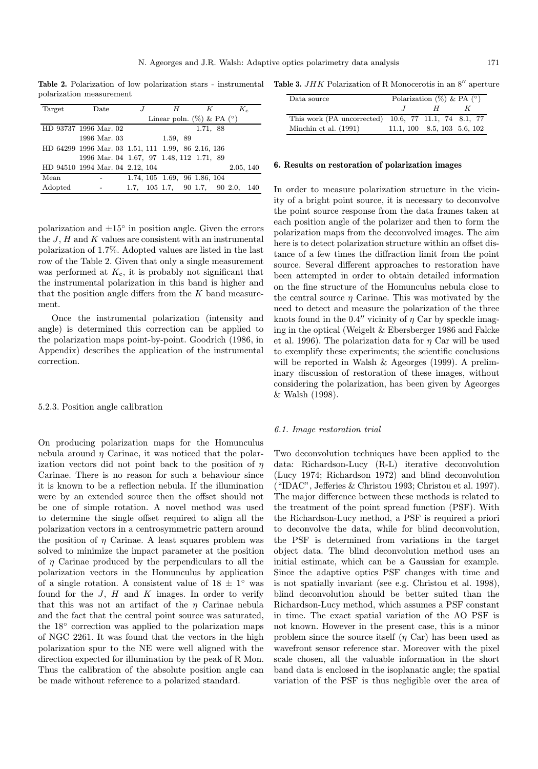**Table 2.** Polarization of low polarization stars - instrumental polarization measurement

| Target | Date | $J$ | $H$ | $K$ | $K_c$ |
|---|---|---|---|---|---|
| | | Linear poln. (%) & PA (°) | | | |
| HD 93737 | 1996 Mar. 02 | | | 1.71, 88 | |
| | 1996 Mar. 03 | | 1.59, 89 | | |
| HD 64299 | 1996 Mar. 03 | 1.51, 111 | 1.99, 86 | 2.16, 136 | |
| | 1996 Mar. 04 | 1.67, 97 | 1.48, 112 | 1.71, 89 | |
| HD 94510 | 1994 Mar. 04 | 2.12, 104 | | | 2.05, 140 |
| Mean | - | 1.74, 105 | 1.69, 96 | 1.86, 104 | |
| Adopted | - | 1.7, 105 | 1.7, 90 | 1.7, 90 | 2.0, 140 |

**Table 3.** $JHK$ Polarization of R Monocerotis in an 8″ aperture

| Data source | Polarization (%) & PA (°) | | |
|---|---|---|---|
| | $J$ | $H$ | $K$ |
| This work (PA uncorrected) | 10.6, 77 | 11.1, 74 | 8.1, 77 |
| Minchin et al. (1991) | 11.1, 100 | 8.5, 103 | 5.6, 102 |

polarization and ±15° in position angle. Given the errors the $J$, $H$ and $K$ values are consistent with an instrumental polarization of 1.7%. Adopted values are listed in the last row of the Table 2. Given that only a single measurement was performed at $K_c$, it is probably not significant that the instrumental polarization in this band is higher and that the position angle differs from the $K$ band measurement.

Once the instrumental polarization (intensity and angle) is determined this correction can be applied to the polarization maps point-by-point. Goodrich (1986, in Appendix) describes the application of the instrumental correction.

#### 5.2.3. Position angle calibration

On producing polarization maps for the Homunculus nebula around $\eta$ Carinae, it was noticed that the polarization vectors did not point back to the position of $\eta$ Carinae. There is no reason for such a behaviour since it is known to be a reflection nebula. If the illumination were by an extended source then the offset should not be one of simple rotation. A novel method was used to determine the single offset required to align all the polarization vectors in a centrosymmetric pattern around the position of $\eta$ Carinae. A least squares problem was solved to minimize the impact parameter at the position of $\eta$ Carinae produced by the perpendiculars to all the polarization vectors in the Homunculus by application of a single rotation. A consistent value of $18 \pm 1°$ was found for the $J$, $H$ and $K$ images. In order to verify that this was not an artifact of the $\eta$ Carinae nebula and the fact that the central point source was saturated, the 18° correction was applied to the polarization maps of NGC 2261. It was found that the vectors in the high polarization spur to the NE were well aligned with the direction expected for illumination by the peak of R Mon. Thus the calibration of the absolute position angle can be made without reference to a polarized standard.

## 6. Results on restoration of polarization images

In order to measure polarization structure in the vicinity of a bright point source, it is necessary to deconvolve the point source response from the data frames taken at each position angle of the polarizer and then to form the polarization maps from the deconvolved images. The aim here is to detect polarization structure within an offset distance of a few times the diffraction limit from the point source. Several different approaches to restoration have been attempted in order to obtain detailed information on the fine structure of the Homunculus nebula close to the central source $\eta$ Carinae. This was motivated by the need to detect and measure the polarization of the three knots found in the 0.4″ vicinity of $\eta$ Car by speckle imaging in the optical (Weigelt & Ebersberger 1986 and Falcke et al. 1996). The polarization data for $\eta$ Car will be used to exemplify these experiments; the scientific conclusions will be reported in Walsh & Ageorges (1999). A preliminary discussion of restoration of these images, without considering the polarization, has been given by Ageorges & Walsh (1998).

### 6.1. Image restoration trial

Two deconvolution techniques have been applied to the data: Richardson-Lucy (R-L) iterative deconvolution (Lucy 1974; Richardson 1972) and blind deconvolution ("IDAC", Jefferies & Christou 1993; Christou et al. 1997). The major difference between these methods is related to the treatment of the point spread function (PSF). With the Richardson-Lucy method, a PSF is required a priori to deconvolve the data, while for blind deconvolution, the PSF is determined from variations in the target object data. The blind deconvolution method uses an initial estimate, which can be a Gaussian for example. Since the adaptive optics PSF changes with time and is not spatially invariant (see e.g. Christou et al. 1998), blind deconvolution should be better suited than the Richardson-Lucy method, which assumes a PSF constant in time. The exact spatial variation of the AO PSF is not known. However in the present case, this is a minor problem since the source itself ($\eta$ Car) has been used as wavefront sensor reference star. Moreover with the pixel scale chosen, all the valuable information in the short band data is enclosed in the isoplanatic angle; the spatial variation of the PSF is thus negligible over the area of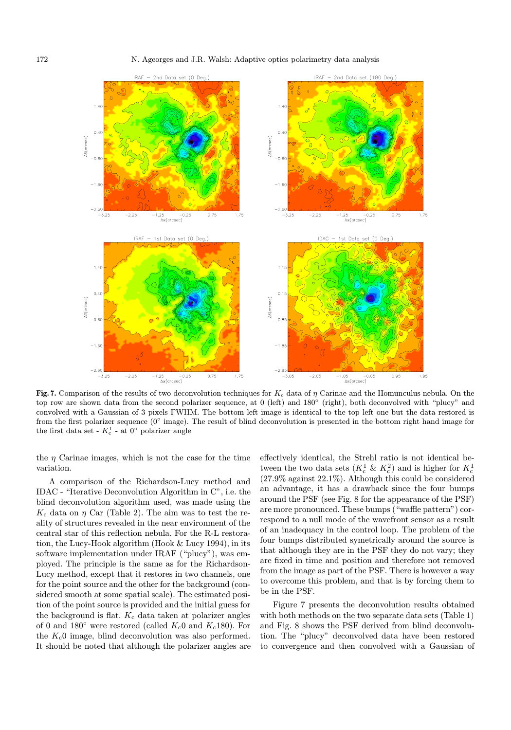**Fig. 7.** Comparison of the results of two deconvolution techniques for $K_c$ data of $\eta$ Carinae and the Homunculus nebula. On the top row are shown data from the second polarizer sequence, at 0 (left) and 180° (right), both deconvolved with "plucy" and convolved with a Gaussian of 3 pixels FWHM. The bottom left image is identical to the top left one but the data restored is from the first polarizer sequence (0° image). The result of blind deconvolution is presented in the bottom right hand image for the first data set - $K_c^1$ - at 0° polarizer angle

the $\eta$ Carinae images, which is not the case for the time variation.

A comparison of the Richardson-Lucy method and IDAC - "Iterative Deconvolution Algorithm in C", i.e. the blind deconvolution algorithm used, was made using the $K_c$ data on $\eta$ Car (Table 2). The aim was to test the reality of structures revealed in the near environment of the central star of this reflection nebula. For the R-L restoration, the Lucy-Hook algorithm (Hook & Lucy 1994), in its software implementation under IRAF ("plucy"), was employed. The principle is the same as for the Richardson-Lucy method, except that it restores in two channels, one for the point source and the other for the background (considered smooth at some spatial scale). The estimated position of the point source is provided and the initial guess for the background is flat. $K_c$ data taken at polarizer angles of 0 and 180° were restored (called $K_c$0 and $K_c$180). For the $K_c$0 image, blind deconvolution was also performed. It should be noted that although the polarizer angles are effectively identical, the Strehl ratio is not identical between the two data sets ($K_c^1$ & $K_c^2$) and is higher for $K_c^1$ (27.9% against 22.1%). Although this could be considered an advantage, it has a drawback since the four bumps around the PSF (see Fig. 8 for the appearance of the PSF) are more pronounced. These bumps ("waffle pattern") correspond to a null mode of the wavefront sensor as a result of an inadequacy in the control loop. The problem of the four bumps distributed symetrically around the source is that although they are in the PSF they do not vary; they are fixed in time and position and therefore not removed from the image as part of the PSF. There is however a way to overcome this problem, and that is by forcing them to be in the PSF.

Figure 7 presents the deconvolution results obtained with both methods on the two separate data sets (Table 1) and Fig. 8 shows the PSF derived from blind deconvolution. The "plucy" deconvolved data have been restored to convergence and then convolved with a Gaussian of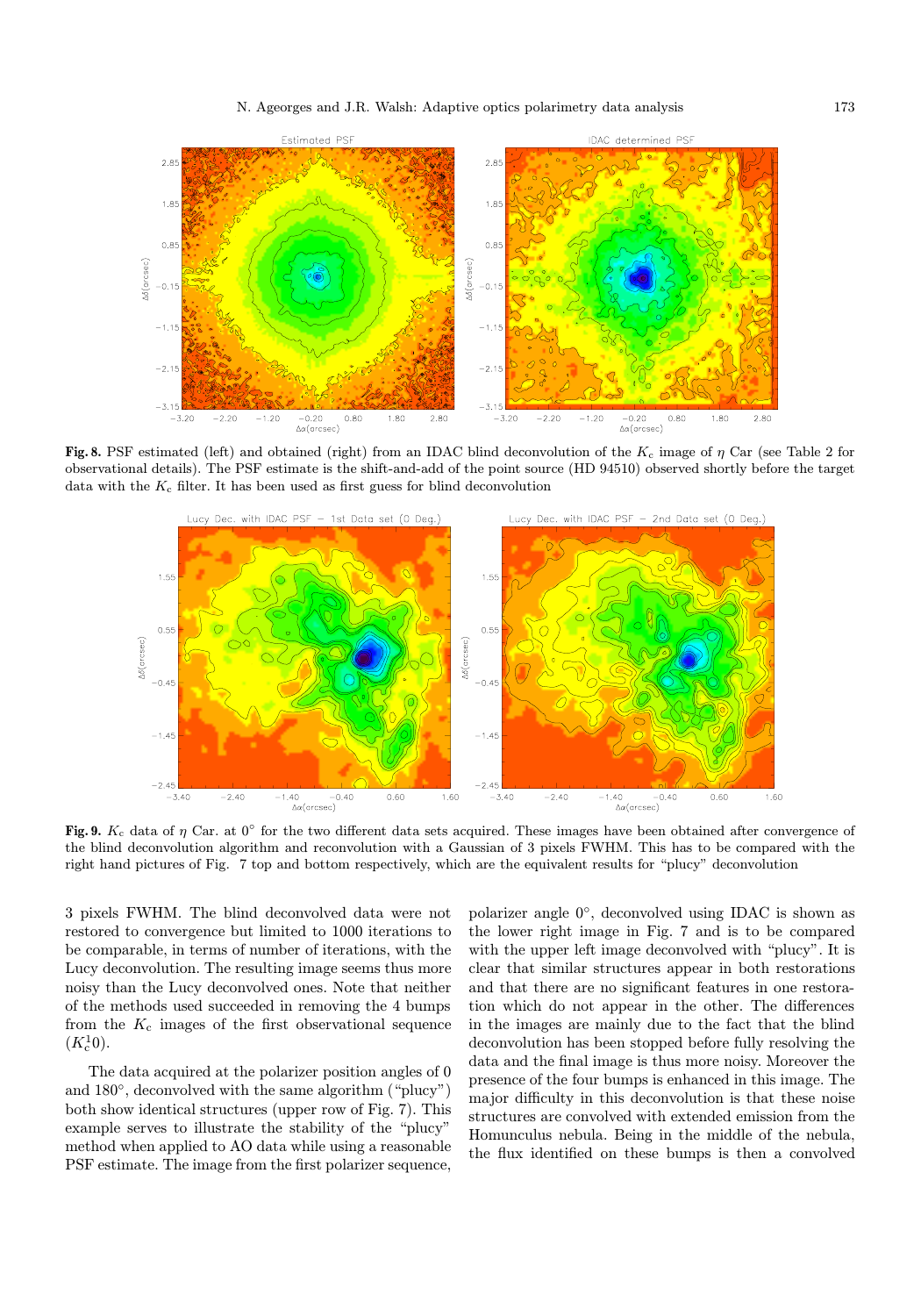**Fig. 8.** PSF estimated (left) and obtained (right) from an IDAC blind deconvolution of the $K_c$ image of $\eta$ Car (see Table 2 for observational details). The PSF estimate is the shift-and-add of the point source (HD 94510) observed shortly before the target data with the $K_c$ filter. It has been used as first guess for blind deconvolution

**Fig. 9.** $K_c$ data of $\eta$ Car. at $0^\circ$ for the two different data sets acquired. These images have been obtained after convergence of the blind deconvolution algorithm and reconvolution with a Gaussian of 3 pixels FWHM. This has to be compared with the right hand pictures of Fig. 7 top and bottom respectively, which are the equivalent results for "plucy" deconvolution

3 pixels FWHM. The blind deconvolved data were not restored to convergence but limited to 1000 iterations to be comparable, in terms of number of iterations, with the Lucy deconvolution. The resulting image seems thus more noisy than the Lucy deconvolved ones. Note that neither of the methods used succeeded in removing the 4 bumps from the $K_c$ images of the first observational sequence ($K_c^1 0$).

The data acquired at the polarizer position angles of 0 and 180°, deconvolved with the same algorithm ("plucy") both show identical structures (upper row of Fig. 7). This example serves to illustrate the stability of the "plucy" method when applied to AO data while using a reasonable PSF estimate. The image from the first polarizer sequence, polarizer angle $0^\circ$, deconvolved using IDAC is shown as the lower right image in Fig. 7 and is to be compared with the upper left image deconvolved with "plucy". It is clear that similar structures appear in both restorations and that there are no significant features in one restoration which do not appear in the other. The differences in the images are mainly due to the fact that the blind deconvolution has been stopped before fully resolving the data and the final image is thus more noisy. Moreover the presence of the four bumps is enhanced in this image. The major difficulty in this deconvolution is that these noise structures are convolved with extended emission from the Homunculus nebula. Being in the middle of the nebula, the flux identified on these bumps is then a convolved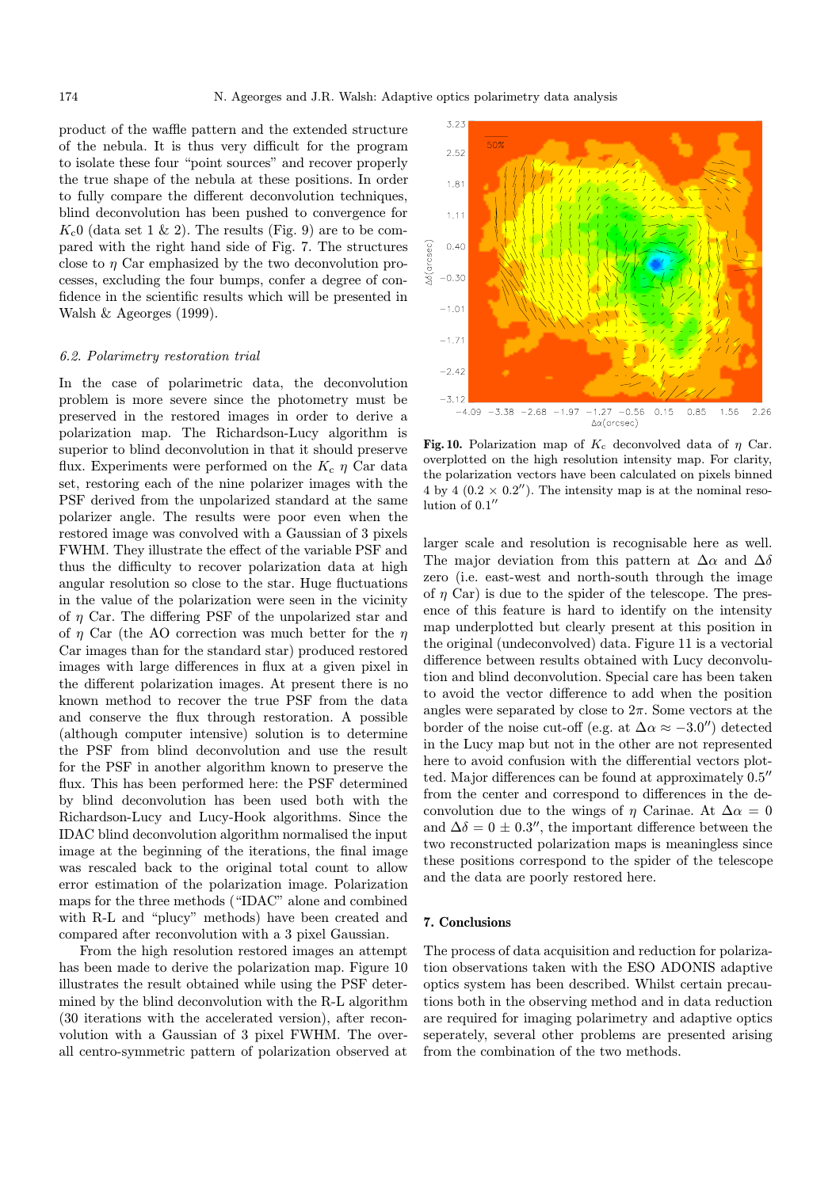product of the waffle pattern and the extended structure of the nebula. It is thus very difficult for the program to isolate these four "point sources" and recover properly the true shape of the nebula at these positions. In order to fully compare the different deconvolution techniques, blind deconvolution has been pushed to convergence for $K_{\rm c}0$ (data set 1 & 2). The results (Fig. 9) are to be compared with the right hand side of Fig. 7. The structures close to $\eta$ Car emphasized by the two deconvolution processes, excluding the four bumps, confer a degree of confidence in the scientific results which will be presented in Walsh & Ageorges (1999).

### 6.2. Polarimetry restoration trial

In the case of polarimetric data, the deconvolution problem is more severe since the photometry must be preserved in the restored images in order to derive a polarization map. The Richardson-Lucy algorithm is superior to blind deconvolution in that it should preserve flux. Experiments were performed on the $K_{\rm c}$ $\eta$ Car data set, restoring each of the nine polarizer images with the PSF derived from the unpolarized standard at the same polarizer angle. The results were poor even when the restored image was convolved with a Gaussian of 3 pixels FWHM. They illustrate the effect of the variable PSF and thus the difficulty to recover polarization data at high angular resolution so close to the star. Huge fluctuations in the value of the polarization were seen in the vicinity of $\eta$ Car. The differing PSF of the unpolarized star and of $\eta$ Car (the AO correction was much better for the $\eta$ Car images than for the standard star) produced restored images with large differences in flux at a given pixel in the different polarization images. At present there is no known method to recover the true PSF from the data and conserve the flux through restoration. A possible (although computer intensive) solution is to determine the PSF from blind deconvolution and use the result for the PSF in another algorithm known to preserve the flux. This has been performed here: the PSF determined by blind deconvolution has been used both with the Richardson-Lucy and Lucy-Hook algorithms. Since the IDAC blind deconvolution algorithm normalised the input image at the beginning of the iterations, the final image was rescaled back to the original total count to allow error estimation of the polarization image. Polarization maps for the three methods ("IDAC" alone and combined with R-L and "plucy" methods) have been created and compared after reconvolution with a 3 pixel Gaussian.

From the high resolution restored images an attempt has been made to derive the polarization map. Figure 10 illustrates the result obtained while using the PSF determined by the blind deconvolution with the R-L algorithm (30 iterations with the accelerated version), after reconvolution with a Gaussian of 3 pixel FWHM. The overall centro-symmetric pattern of polarization observed at larger scale and resolution is recognisable here as well. The major deviation from this pattern at $\Delta\alpha$ and $\Delta\delta$ zero (i.e. east-west and north-south through the image of $\eta$ Car) is due to the spider of the telescope. The presence of this feature is hard to identify on the intensity map underplotted but clearly present at this position in the original (undeconvolved) data. Figure 11 is a vectorial difference between results obtained with Lucy deconvolution and blind deconvolution. Special care has been taken to avoid the vector difference to add when the position angles were separated by close to $2\pi$. Some vectors at the border of the noise cut-off (e.g. at $\Delta\alpha \approx -3.0''$) detected in the Lucy map but not in the other are not represented here to avoid confusion with the differential vectors plotted. Major differences can be found at approximately $0.5''$ from the center and correspond to differences in the deconvolution due to the wings of $\eta$ Carinae. At $\Delta\alpha = 0$ and $\Delta\delta = 0 \pm 0.3''$, the important difference between the two reconstructed polarization maps is meaningless since these positions correspond to the spider of the telescope and the data are poorly restored here.

**Fig. 10.** Polarization map of $K_{\rm c}$ deconvolved data of $\eta$ Car. overplotted on the high resolution intensity map. For clarity, the polarization vectors have been calculated on pixels binned 4 by 4 ($0.2 \times 0.2''$). The intensity map is at the nominal resolution of $0.1''$

## 7. Conclusions

The process of data acquisition and reduction for polarization observations taken with the ESO ADONIS adaptive optics system has been described. Whilst certain precautions both in the observing method and in data reduction are required for imaging polarimetry and adaptive optics seperately, several other problems are presented arising from the combination of the two methods.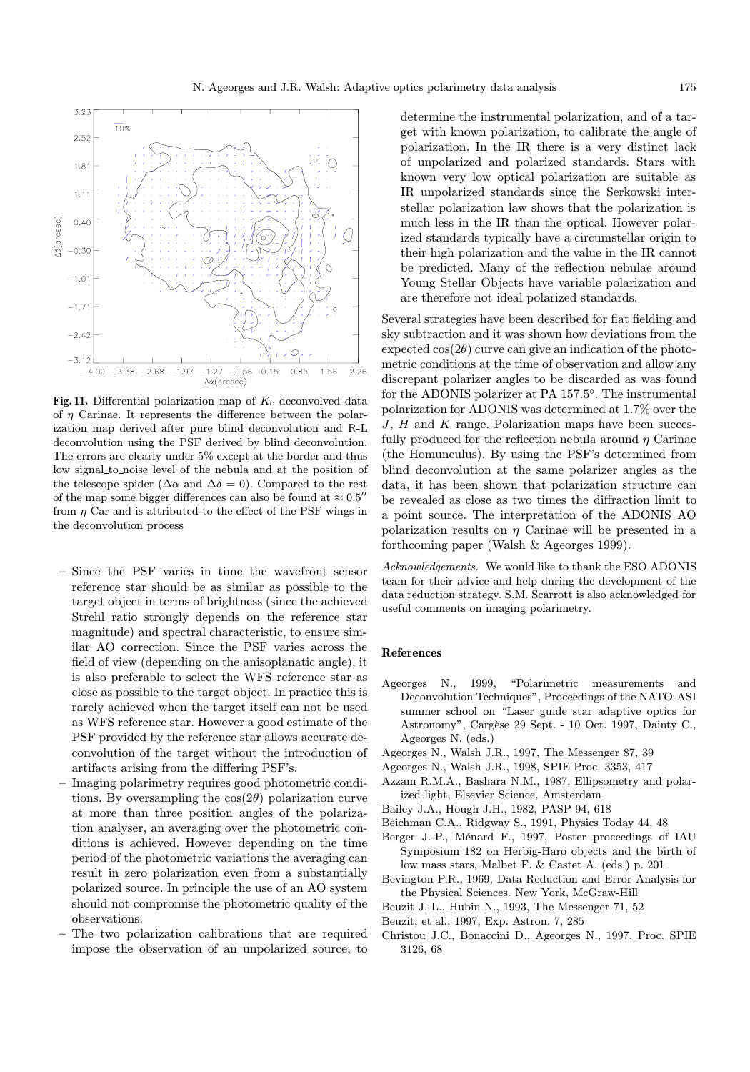**Fig. 11.** Differential polarization map of $K_c$ deconvolved data of $\eta$ Carinae. It represents the difference between the polarization map derived after pure blind deconvolution and R-L deconvolution using the PSF derived by blind deconvolution. The errors are clearly under 5% except at the border and thus low signal_to_noise level of the nebula and at the position of the telescope spider ($\Delta\alpha$ and $\Delta\delta = 0$). Compared to the rest of the map some bigger differences can also be found at $\approx 0.5''$ from $\eta$ Car and is attributed to the effect of the PSF wings in the deconvolution process

- Since the PSF varies in time the wavefront sensor reference star should be as similar as possible to the target object in terms of brightness (since the achieved Strehl ratio strongly depends on the reference star magnitude) and spectral characteristic, to ensure similar AO correction. Since the PSF varies across the field of view (depending on the anisoplanatic angle), it is also preferable to select the WFS reference star as close as possible to the target object. In practice this is rarely achieved when the target itself can not be used as WFS reference star. However a good estimate of the PSF provided by the reference star allows accurate deconvolution of the target without the introduction of artifacts arising from the differing PSF's.
- Imaging polarimetry requires good photometric conditions. By oversampling the $\cos(2\theta)$ polarization curve at more than three position angles of the polarization analyser, an averaging over the photometric conditions is achieved. However depending on the time period of the photometric variations the averaging can result in zero polarization even from a substantially polarized source. In principle the use of an AO system should not compromise the photometric quality of the observations.
- The two polarization calibrations that are required impose the observation of an unpolarized source, to determine the instrumental polarization, and of a target with known polarization, to calibrate the angle of polarization. In the IR there is a very distinct lack of unpolarized and polarized standards. Stars with known very low optical polarization are suitable as IR unpolarized standards since the Serkowski interstellar polarization law shows that the polarization is much less in the IR than the optical. However polarized standards typically have a circumstellar origin to their high polarization and the value in the IR cannot be predicted. Many of the reflection nebulae around Young Stellar Objects have variable polarization and are therefore not ideal polarized standards.

Several strategies have been described for flat fielding and sky subtraction and it was shown how deviations from the expected $\cos(2\theta)$ curve can give an indication of the photometric conditions at the time of observation and allow any discrepant polarizer angles to be discarded as was found for the ADONIS polarizer at PA 157.5°. The instrumental polarization for ADONIS was determined at 1.7% over the $J$, $H$ and $K$ range. Polarization maps have been successfully produced for the reflection nebula around $\eta$ Carinae (the Homunculus). By using the PSF's determined from blind deconvolution at the same polarizer angles as the data, it has been shown that polarization structure can be revealed as close as two times the diffraction limit to a point source. The interpretation of the ADONIS AO polarization results on $\eta$ Carinae will be presented in a forthcoming paper (Walsh & Ageorges 1999).

*Acknowledgements.* We would like to thank the ESO ADONIS team for their advice and help during the development of the data reduction strategy. S.M. Scarrott is also acknowledged for useful comments on imaging polarimetry.

## References

Ageorges N., 1999, "Polarimetric measurements and Deconvolution Techniques", Proceedings of the NATO-ASI summer school on "Laser guide star adaptive optics for Astronomy", Cargèse 29 Sept. - 10 Oct. 1997, Dainty C., Ageorges N. (eds.)

Ageorges N., Walsh J.R., 1997, The Messenger 87, 39

Ageorges N., Walsh J.R., 1998, SPIE Proc. 3353, 417

Azzam R.M.A., Bashara N.M., 1987, Ellipsometry and polarized light, Elsevier Science, Amsterdam

Bailey J.A., Hough J.H., 1982, PASP 94, 618

Beichman C.A., Ridgway S., 1991, Physics Today 44, 48

Berger J.-P., Ménard F., 1997, Poster proceedings of IAU Symposium 182 on Herbig-Haro objects and the birth of low mass stars, Malbet F. & Castet A. (eds.) p. 201

Bevington P.R., 1969, Data Reduction and Error Analysis for the Physical Sciences. New York, McGraw-Hill

Beuzit J.-L., Hubin N., 1993, The Messenger 71, 52

Beuzit, et al., 1997, Exp. Astron. 7, 285

Christou J.C., Bonaccini D., Ageorges N., 1997, Proc. SPIE 3126, 68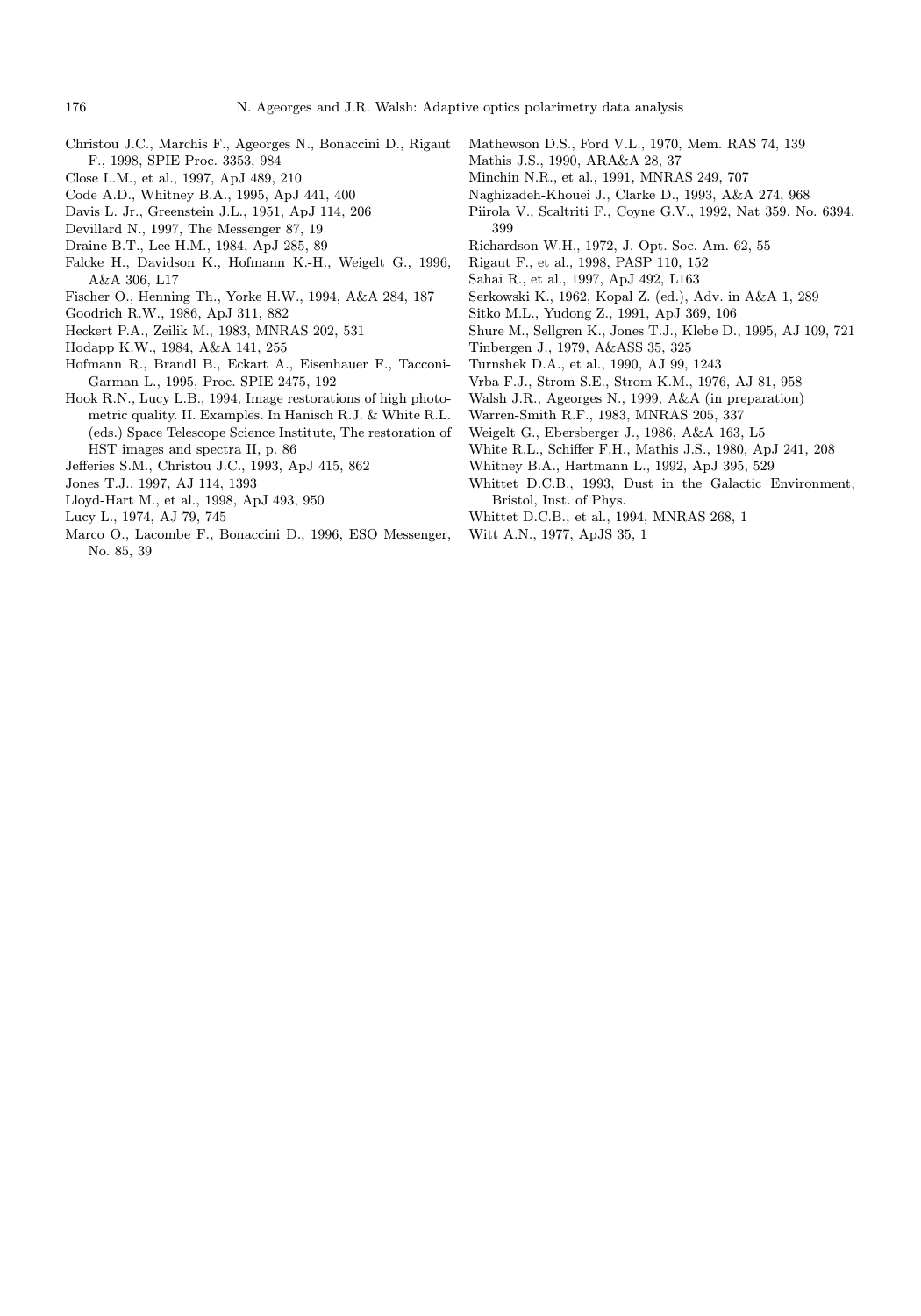Christou J.C., Marchis F., Ageorges N., Bonaccini D., Rigaut F., 1998, SPIE Proc. 3353, 984

Close L.M., et al., 1997, ApJ 489, 210

Code A.D., Whitney B.A., 1995, ApJ 441, 400

Davis L. Jr., Greenstein J.L., 1951, ApJ 114, 206

Devillard N., 1997, The Messenger 87, 19

Draine B.T., Lee H.M., 1984, ApJ 285, 89

Falcke H., Davidson K., Hofmann K.-H., Weigelt G., 1996, A&A 306, L17

Fischer O., Henning Th., Yorke H.W., 1994, A&A 284, 187

Goodrich R.W., 1986, ApJ 311, 882

Heckert P.A., Zeilik M., 1983, MNRAS 202, 531

Hodapp K.W., 1984, A&A 141, 255

Hofmann R., Brandl B., Eckart A., Eisenhauer F., Tacconi-Garman L., 1995, Proc. SPIE 2475, 192

Hook R.N., Lucy L.B., 1994, Image restorations of high photometric quality. II. Examples. In Hanisch R.J. & White R.L. (eds.) Space Telescope Science Institute, The restoration of HST images and spectra II, p. 86

Jefferies S.M., Christou J.C., 1993, ApJ 415, 862

Jones T.J., 1997, AJ 114, 1393

Lloyd-Hart M., et al., 1998, ApJ 493, 950

Lucy L., 1974, AJ 79, 745

Marco O., Lacombe F., Bonaccini D., 1996, ESO Messenger, No. 85, 39

Mathewson D.S., Ford V.L., 1970, Mem. RAS 74, 139

Mathis J.S., 1990, ARA&A 28, 37

Minchin N.R., et al., 1991, MNRAS 249, 707

Naghizadeh-Khouei J., Clarke D., 1993, A&A 274, 968

Piirola V., Scaltriti F., Coyne G.V., 1992, Nat 359, No. 6394, 399

Richardson W.H., 1972, J. Opt. Soc. Am. 62, 55

Rigaut F., et al., 1998, PASP 110, 152

Sahai R., et al., 1997, ApJ 492, L163

Serkowski K., 1962, Kopal Z. (ed.), Adv. in A&A 1, 289

Sitko M.L., Yudong Z., 1991, ApJ 369, 106

Shure M., Sellgren K., Jones T.J., Klebe D., 1995, AJ 109, 721

Tinbergen J., 1979, A&ASS 35, 325

Turnshek D.A., et al., 1990, AJ 99, 1243

Vrba F.J., Strom S.E., Strom K.M., 1976, AJ 81, 958

Walsh J.R., Ageorges N., 1999, A&A (in preparation)

Warren-Smith R.F., 1983, MNRAS 205, 337

Weigelt G., Ebersberger J., 1986, A&A 163, L5

White R.L., Schiffer F.H., Mathis J.S., 1980, ApJ 241, 208

Whitney B.A., Hartmann L., 1992, ApJ 395, 529

Whittet D.C.B., 1993, Dust in the Galactic Environment, Bristol, Inst. of Phys.

Whittet D.C.B., et al., 1994, MNRAS 268, 1

Witt A.N., 1977, ApJS 35, 1